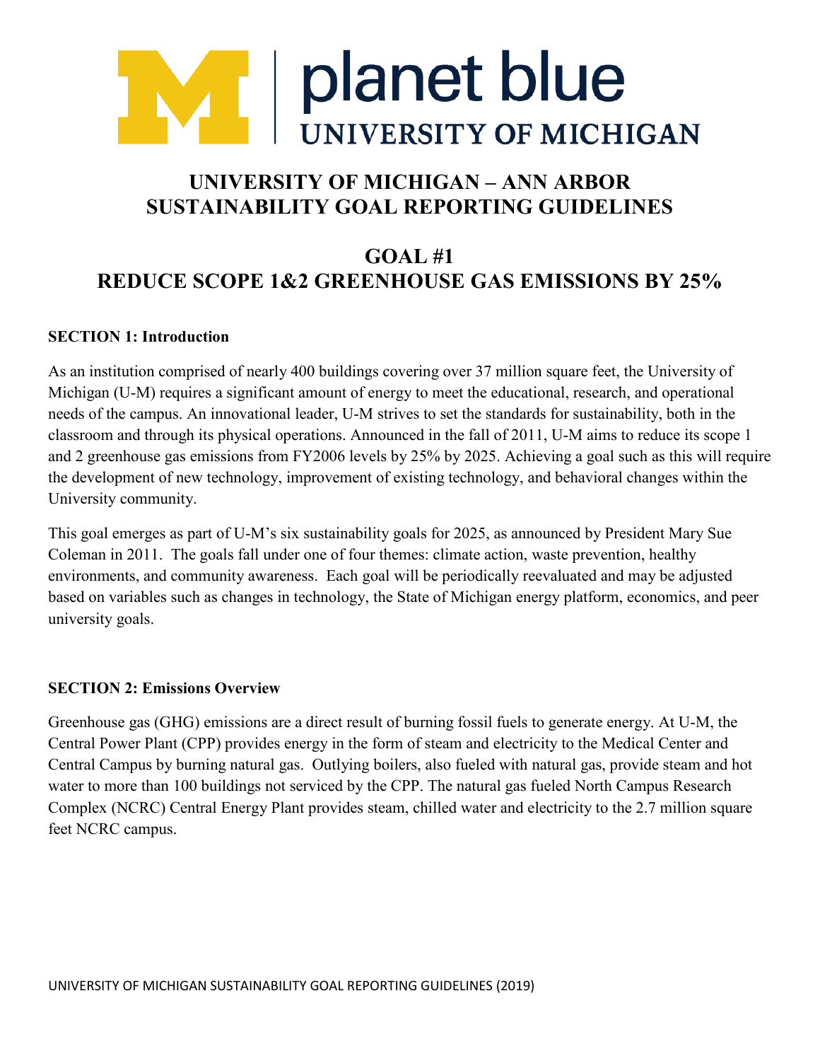planet blue
UNIVERSITY OF MICHIGAN

# UNIVERSITY OF MICHIGAN – ANN ARBOR SUSTAINABILITY GOAL REPORTING GUIDELINES

# GOAL #1 REDUCE SCOPE 1&2 GREENHOUSE GAS EMISSIONS BY 25%

**SECTION 1: Introduction**

As an institution comprised of nearly 400 buildings covering over 37 million square feet, the University of Michigan (U-M) requires a significant amount of energy to meet the educational, research, and operational needs of the campus. An innovational leader, U-M strives to set the standards for sustainability, both in the classroom and through its physical operations. Announced in the fall of 2011, U-M aims to reduce its scope 1 and 2 greenhouse gas emissions from FY2006 levels by 25% by 2025. Achieving a goal such as this will require the development of new technology, improvement of existing technology, and behavioral changes within the University community.

This goal emerges as part of U-M's six sustainability goals for 2025, as announced by President Mary Sue Coleman in 2011. The goals fall under one of four themes: climate action, waste prevention, healthy environments, and community awareness. Each goal will be periodically reevaluated and may be adjusted based on variables such as changes in technology, the State of Michigan energy platform, economics, and peer university goals.

**SECTION 2: Emissions Overview**

Greenhouse gas (GHG) emissions are a direct result of burning fossil fuels to generate energy. At U-M, the Central Power Plant (CPP) provides energy in the form of steam and electricity to the Medical Center and Central Campus by burning natural gas. Outlying boilers, also fueled with natural gas, provide steam and hot water to more than 100 buildings not serviced by the CPP. The natural gas fueled North Campus Research Complex (NCRC) Central Energy Plant provides steam, chilled water and electricity to the 2.7 million square feet NCRC campus.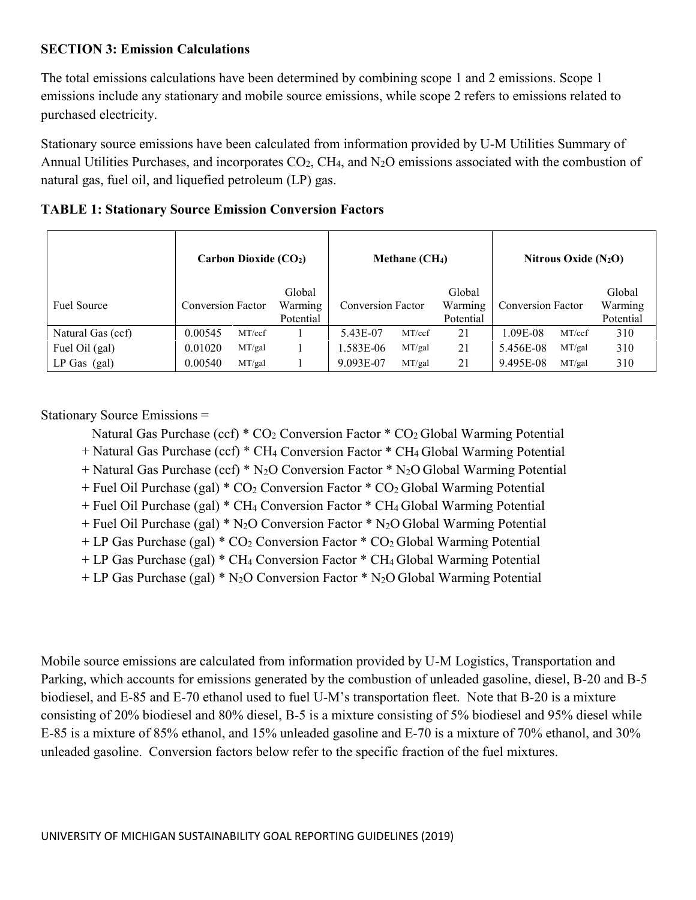**SECTION 3: Emission Calculations**

The total emissions calculations have been determined by combining scope 1 and 2 emissions. Scope 1 emissions include any stationary and mobile source emissions, while scope 2 refers to emissions related to purchased electricity.

Stationary source emissions have been calculated from information provided by U-M Utilities Summary of Annual Utilities Purchases, and incorporates $CO_2$, $CH_4$, and $N_2O$ emissions associated with the combustion of natural gas, fuel oil, and liquefied petroleum (LP) gas.

**TABLE 1: Stationary Source Emission Conversion Factors**

| | Carbon Dioxide ($CO_2$) | | | Methane ($CH_4$) | | | Nitrous Oxide ($N_2O$) | | |
|---|---|---|---|---|---|---|---|---|---|
| Fuel Source | Conversion Factor | | Global Warming Potential | Conversion Factor | | Global Warming Potential | Conversion Factor | | Global Warming Potential |
| Natural Gas (ccf) | 0.00545 | MT/ccf | 1 | 5.43E-07 | MT/ccf | 21 | 1.09E-08 | MT/ccf | 310 |
| Fuel Oil (gal) | 0.01020 | MT/gal | 1 | 1.583E-06 | MT/gal | 21 | 5.456E-08 | MT/gal | 310 |
| LP Gas (gal) | 0.00540 | MT/gal | 1 | 9.093E-07 | MT/gal | 21 | 9.495E-08 | MT/gal | 310 |

Stationary Source Emissions =

Natural Gas Purchase (ccf) * $CO_2$ Conversion Factor * $CO_2$ Global Warming Potential
+ Natural Gas Purchase (ccf) * $CH_4$ Conversion Factor * $CH_4$ Global Warming Potential
+ Natural Gas Purchase (ccf) * $N_2O$ Conversion Factor * $N_2O$ Global Warming Potential
+ Fuel Oil Purchase (gal) * $CO_2$ Conversion Factor * $CO_2$ Global Warming Potential
+ Fuel Oil Purchase (gal) * $CH_4$ Conversion Factor * $CH_4$ Global Warming Potential
+ Fuel Oil Purchase (gal) * $N_2O$ Conversion Factor * $N_2O$ Global Warming Potential
+ LP Gas Purchase (gal) * $CO_2$ Conversion Factor * $CO_2$ Global Warming Potential
+ LP Gas Purchase (gal) * $CH_4$ Conversion Factor * $CH_4$ Global Warming Potential
+ LP Gas Purchase (gal) * $N_2O$ Conversion Factor * $N_2O$ Global Warming Potential

Mobile source emissions are calculated from information provided by U-M Logistics, Transportation and Parking, which accounts for emissions generated by the combustion of unleaded gasoline, diesel, B-20 and B-5 biodiesel, and E-85 and E-70 ethanol used to fuel U-M's transportation fleet. Note that B-20 is a mixture consisting of 20% biodiesel and 80% diesel, B-5 is a mixture consisting of 5% biodiesel and 95% diesel while E-85 is a mixture of 85% ethanol, and 15% unleaded gasoline and E-70 is a mixture of 70% ethanol, and 30% unleaded gasoline. Conversion factors below refer to the specific fraction of the fuel mixtures.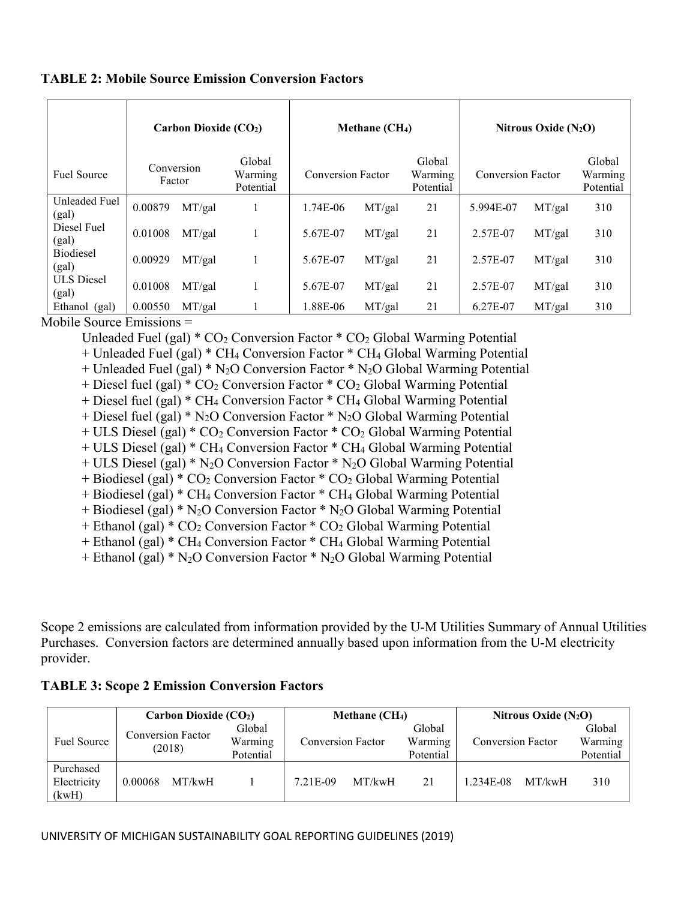**TABLE 2: Mobile Source Emission Conversion Factors**

| | Carbon Dioxide ($CO_2$) | | | Methane ($CH_4$) | | | Nitrous Oxide ($N_2O$) | | |
|---|---|---|---|---|---|---|---|---|---|
| Fuel Source | Conversion Factor | | Global Warming Potential | Conversion Factor | | Global Warming Potential | Conversion Factor | | Global Warming Potential |
| Unleaded Fuel (gal) | 0.00879 | MT/gal | 1 | 1.74E-06 | MT/gal | 21 | 5.994E-07 | MT/gal | 310 |
| Diesel Fuel (gal) | 0.01008 | MT/gal | 1 | 5.67E-07 | MT/gal | 21 | 2.57E-07 | MT/gal | 310 |
| Biodiesel (gal) | 0.00929 | MT/gal | 1 | 5.67E-07 | MT/gal | 21 | 2.57E-07 | MT/gal | 310 |
| ULS Diesel (gal) | 0.01008 | MT/gal | 1 | 5.67E-07 | MT/gal | 21 | 2.57E-07 | MT/gal | 310 |
| Ethanol (gal) | 0.00550 | MT/gal | 1 | 1.88E-06 | MT/gal | 21 | 6.27E-07 | MT/gal | 310 |

Mobile Source Emissions =

Unleaded Fuel (gal) * $CO_2$ Conversion Factor * $CO_2$ Global Warming Potential
+ Unleaded Fuel (gal) * $CH_4$ Conversion Factor * $CH_4$ Global Warming Potential
+ Unleaded Fuel (gal) * $N_2O$ Conversion Factor * $N_2O$ Global Warming Potential
+ Diesel fuel (gal) * $CO_2$ Conversion Factor * $CO_2$ Global Warming Potential
+ Diesel fuel (gal) * $CH_4$ Conversion Factor * $CH_4$ Global Warming Potential
+ Diesel fuel (gal) * $N_2O$ Conversion Factor * $N_2O$ Global Warming Potential
+ ULS Diesel (gal) * $CO_2$ Conversion Factor * $CO_2$ Global Warming Potential
+ ULS Diesel (gal) * $CH_4$ Conversion Factor * $CH_4$ Global Warming Potential
+ ULS Diesel (gal) * $N_2O$ Conversion Factor * $N_2O$ Global Warming Potential
+ Biodiesel (gal) * $CO_2$ Conversion Factor * $CO_2$ Global Warming Potential
+ Biodiesel (gal) * $CH_4$ Conversion Factor * $CH_4$ Global Warming Potential
+ Biodiesel (gal) * $N_2O$ Conversion Factor * $N_2O$ Global Warming Potential
+ Ethanol (gal) * $CO_2$ Conversion Factor * $CO_2$ Global Warming Potential
+ Ethanol (gal) * $CH_4$ Conversion Factor * $CH_4$ Global Warming Potential
+ Ethanol (gal) * $N_2O$ Conversion Factor * $N_2O$ Global Warming Potential

Scope 2 emissions are calculated from information provided by the U-M Utilities Summary of Annual Utilities Purchases. Conversion factors are determined annually based upon information from the U-M electricity provider.

**TABLE 3: Scope 2 Emission Conversion Factors**

| | Carbon Dioxide ($CO_2$) | | | Methane ($CH_4$) | | | Nitrous Oxide ($N_2O$) | | |
|---|---|---|---|---|---|---|---|---|---|
| Fuel Source | Conversion Factor (2018) | | Global Warming Potential | Conversion Factor | | Global Warming Potential | Conversion Factor | | Global Warming Potential |
| Purchased Electricity (kwH) | 0.00068 | MT/kwH | 1 | 7.21E-09 | MT/kwH | 21 | 1.234E-08 | MT/kwH | 310 |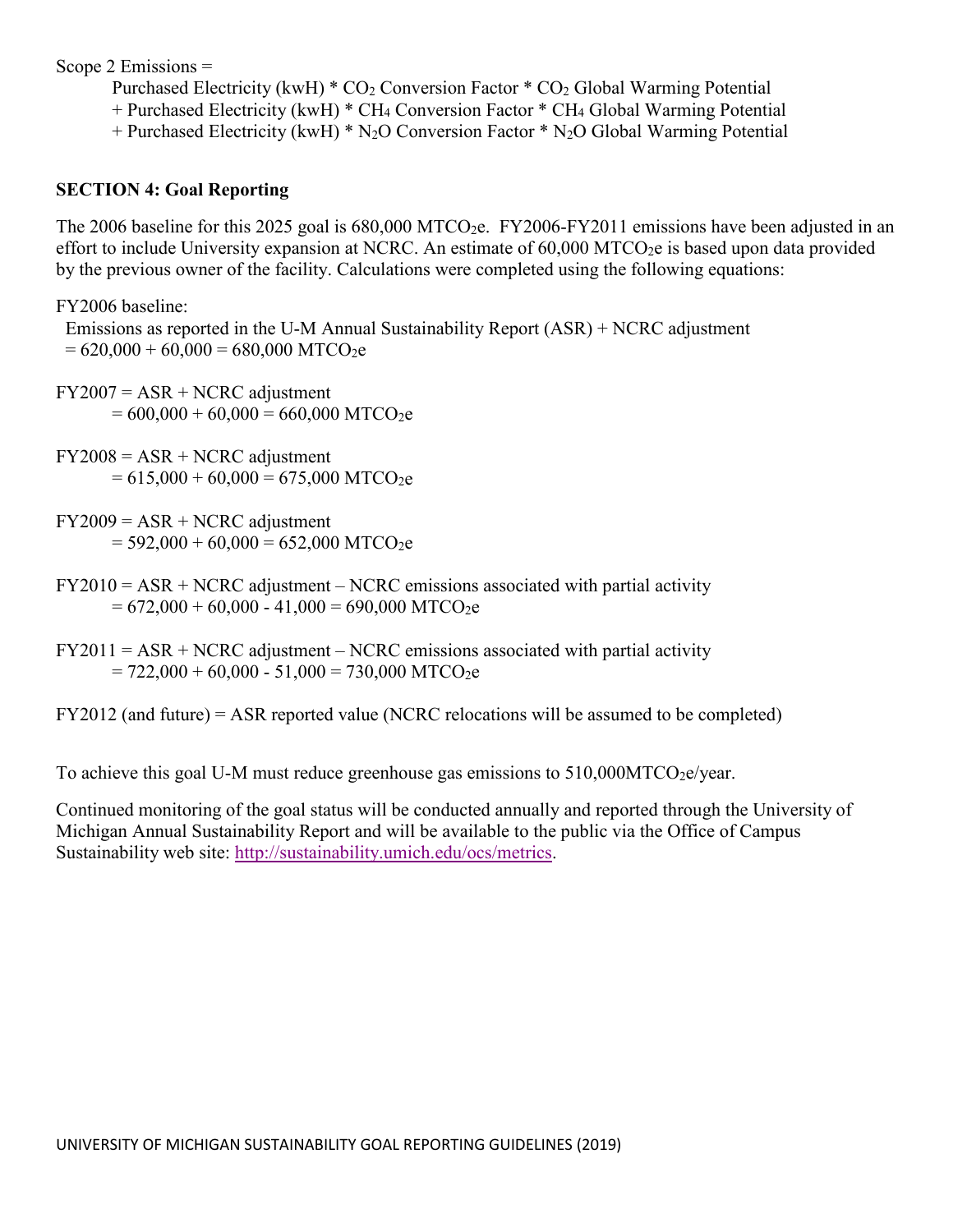Scope 2 Emissions =

Purchased Electricity (kwH) * $CO_2$ Conversion Factor * $CO_2$ Global Warming Potential
+ Purchased Electricity (kwH) * $CH_4$ Conversion Factor * $CH_4$ Global Warming Potential
+ Purchased Electricity (kwH) * $N_2O$ Conversion Factor * $N_2O$ Global Warming Potential

**SECTION 4: Goal Reporting**

The 2006 baseline for this 2025 goal is 680,000 $MTCO_2e$. FY2006-FY2011 emissions have been adjusted in an effort to include University expansion at NCRC. An estimate of 60,000 $MTCO_2e$ is based upon data provided by the previous owner of the facility. Calculations were completed using the following equations:

FY2006 baseline:
Emissions as reported in the U-M Annual Sustainability Report (ASR) + NCRC adjustment
= 620,000 + 60,000 = 680,000 $MTCO_2e$

FY2007 = ASR + NCRC adjustment
= 600,000 + 60,000 = 660,000 $MTCO_2e$

FY2008 = ASR + NCRC adjustment
= 615,000 + 60,000 = 675,000 $MTCO_2e$

FY2009 = ASR + NCRC adjustment
= 592,000 + 60,000 = 652,000 $MTCO_2e$

FY2010 = ASR + NCRC adjustment – NCRC emissions associated with partial activity
= 672,000 + 60,000 - 41,000 = 690,000 $MTCO_2e$

FY2011 = ASR + NCRC adjustment – NCRC emissions associated with partial activity
= 722,000 + 60,000 - 51,000 = 730,000 $MTCO_2e$

FY2012 (and future) = ASR reported value (NCRC relocations will be assumed to be completed)

To achieve this goal U-M must reduce greenhouse gas emissions to 510,000$MTCO_2e$/year.

Continued monitoring of the goal status will be conducted annually and reported through the University of Michigan Annual Sustainability Report and will be available to the public via the Office of Campus Sustainability web site: http://sustainability.umich.edu/ocs/metrics.